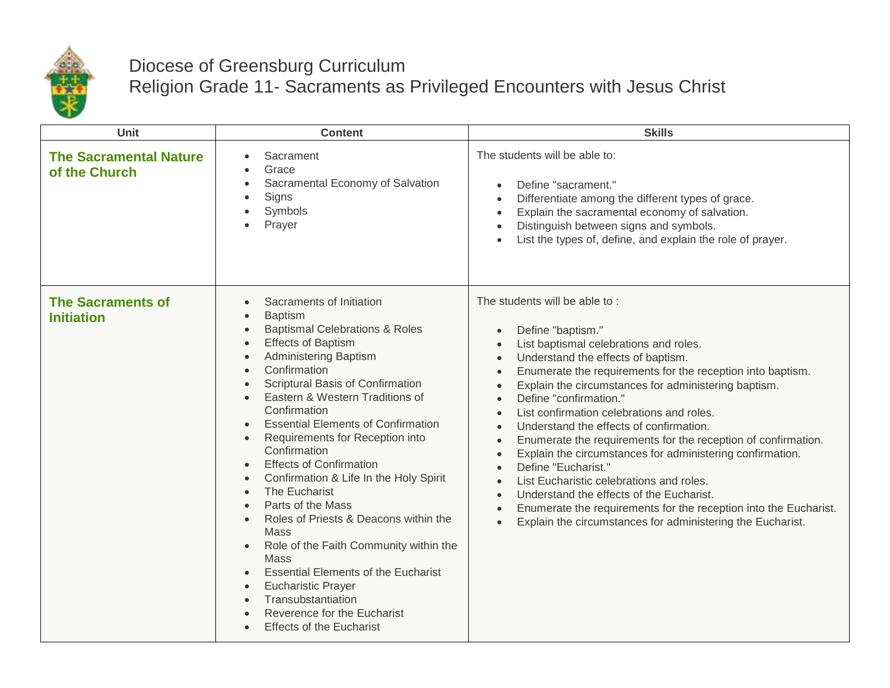# Diocese of Greensburg Curriculum
## Religion Grade 11- Sacraments as Privileged Encounters with Jesus Christ

| Unit | Content | Skills |
|---|---|---|
| **The Sacramental Nature of the Church** | • Sacrament<br>• Grace<br>• Sacramental Economy of Salvation<br>• Signs<br>• Symbols<br>• Prayer | The students will be able to:<br>• Define "sacrament."<br>• Differentiate among the different types of grace.<br>• Explain the sacramental economy of salvation.<br>• Distinguish between signs and symbols.<br>• List the types of, define, and explain the role of prayer. |
| **The Sacraments of Initiation** | • Sacraments of Initiation<br>• Baptism<br>• Baptismal Celebrations & Roles<br>• Effects of Baptism<br>• Administering Baptism<br>• Confirmation<br>• Scriptural Basis of Confirmation<br>• Eastern & Western Traditions of Confirmation<br>• Essential Elements of Confirmation<br>• Requirements for Reception into Confirmation<br>• Effects of Confirmation<br>• Confirmation & Life In the Holy Spirit<br>• The Eucharist<br>• Parts of the Mass<br>• Roles of Priests & Deacons within the Mass<br>• Role of the Faith Community within the Mass<br>• Essential Elements of the Eucharist<br>• Eucharistic Prayer<br>• Transubstantiation<br>• Reverence for the Eucharist<br>• Effects of the Eucharist | The students will be able to :<br>• Define "baptism."<br>• List baptismal celebrations and roles.<br>• Understand the effects of baptism.<br>• Enumerate the requirements for the reception into baptism.<br>• Explain the circumstances for administering baptism.<br>• Define "confirmation."<br>• List confirmation celebrations and roles.<br>• Understand the effects of confirmation.<br>• Enumerate the requirements for the reception of confirmation.<br>• Explain the circumstances for administering confirmation.<br>• Define "Eucharist."<br>• List Eucharistic celebrations and roles.<br>• Understand the effects of the Eucharist.<br>• Enumerate the requirements for the reception into the Eucharist.<br>• Explain the circumstances for administering the Eucharist. |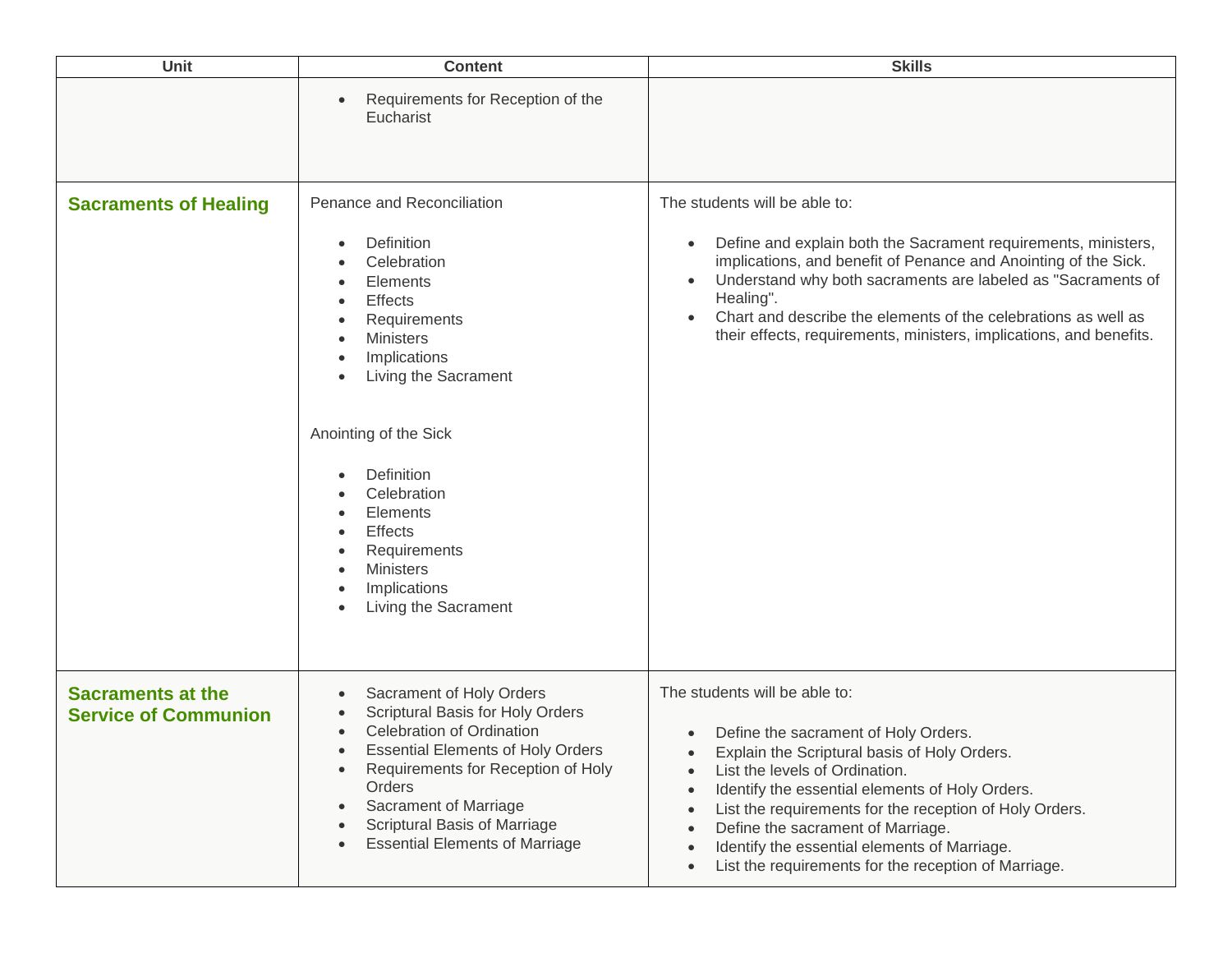| Unit | Content | Skills |
|---|---|---|
| | • Requirements for Reception of the Eucharist | |
| **Sacraments of Healing** | Penance and Reconciliation<br><br>• Definition<br>• Celebration<br>• Elements<br>• Effects<br>• Requirements<br>• Ministers<br>• Implications<br>• Living the Sacrament<br><br>Anointing of the Sick<br><br>• Definition<br>• Celebration<br>• Elements<br>• Effects<br>• Requirements<br>• Ministers<br>• Implications<br>• Living the Sacrament | The students will be able to:<br><br>• Define and explain both the Sacrament requirements, ministers, implications, and benefit of Penance and Anointing of the Sick.<br>• Understand why both sacraments are labeled as "Sacraments of Healing".<br>• Chart and describe the elements of the celebrations as well as their effects, requirements, ministers, implications, and benefits. |
| **Sacraments at the Service of Communion** | • Sacrament of Holy Orders<br>• Scriptural Basis for Holy Orders<br>• Celebration of Ordination<br>• Essential Elements of Holy Orders<br>• Requirements for Reception of Holy Orders<br>• Sacrament of Marriage<br>• Scriptural Basis of Marriage<br>• Essential Elements of Marriage | The students will be able to:<br><br>• Define the sacrament of Holy Orders.<br>• Explain the Scriptural basis of Holy Orders.<br>• List the levels of Ordination.<br>• Identify the essential elements of Holy Orders.<br>• List the requirements for the reception of Holy Orders.<br>• Define the sacrament of Marriage.<br>• Identify the essential elements of Marriage.<br>• List the requirements for the reception of Marriage. |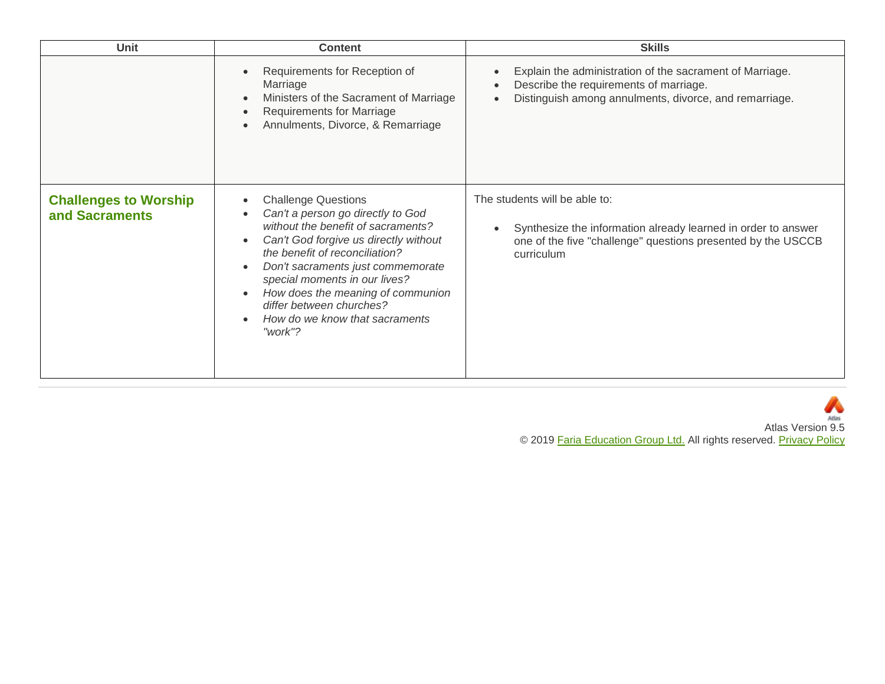| Unit | Content | Skills |
|---|---|---|
| | • Requirements for Reception of Marriage<br>• Ministers of the Sacrament of Marriage<br>• Requirements for Marriage<br>• Annulments, Divorce, & Remarriage | • Explain the administration of the sacrament of Marriage.<br>• Describe the requirements of marriage.<br>• Distinguish among annulments, divorce, and remarriage. |
| **Challenges to Worship and Sacraments** | • Challenge Questions<br>• *Can't a person go directly to God without the benefit of sacraments?*<br>• *Can't God forgive us directly without the benefit of reconciliation?*<br>• *Don't sacraments just commemorate special moments in our lives?*<br>• *How does the meaning of communion differ between churches?*<br>• *How do we know that sacraments "work"?* | The students will be able to:<br><br>• Synthesize the information already learned in order to answer one of the five "challenge" questions presented by the USCCB curriculum |

Atlas Version 9.5
© 2019 Faria Education Group Ltd. All rights reserved. Privacy Policy